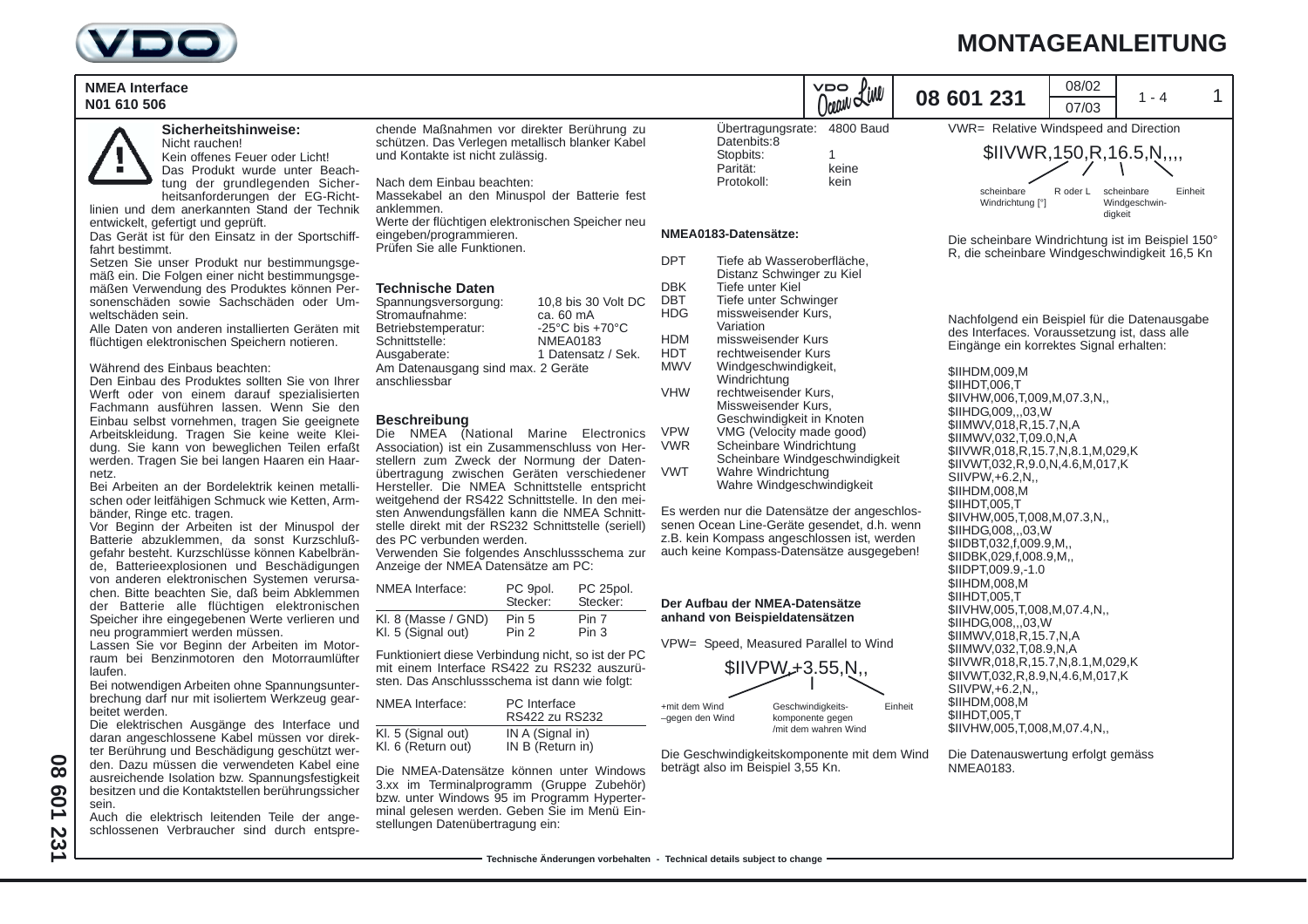# MONTAGEANLEITUNG

**NMEA Interface**
**N01 610 506**

**08 601 231** — 08/02 — 07/03

### Sicherheitshinweise:

Nicht rauchen!
Kein offenes Feuer oder Licht!
Das Produkt wurde unter Beachtung der grundlegenden Sicherheitsanforderungen der EG-Richtlinien und dem anerkannten Stand der Technik entwickelt, gefertigt und geprüft.
Das Gerät ist für den Einsatz in der Sportschifffahrt bestimmt.
Setzen Sie unser Produkt nur bestimmungsgemäß ein. Die Folgen einer nicht bestimmungsgemäßen Verwendung des Produktes können Personenschäden sowie Sachschäden oder Umweltschäden sein.
Alle Daten von anderen installierten Geräten mit flüchtigen elektronischen Speichern notieren.

Während des Einbaus beachten:
Den Einbau des Produktes sollten Sie von Ihrer Werft oder von einem darauf spezialisierten Fachmann ausführen lassen. Wenn Sie den Einbau selbst vornehmen, tragen Sie geeignete Arbeitskleidung. Tragen Sie keine weite Kleidung. Sie kann von beweglichen Teilen erfaßt werden. Tragen Sie bei langen Haaren ein Haarnetz.
Bei Arbeiten an der Bordelektrik keinen metallischen oder leitfähigen Schmuck wie Ketten, Armbänder, Ringe etc. tragen.
Vor Beginn der Arbeiten ist der Minuspol der Batterie abzuklemmen, da sonst Kurzschlußgefahr besteht. Kurzschlüsse können Kabelbrände, Batterieexplosionen und Beschädigungen von anderen elektronischen Systemen verursachen. Bitte beachten Sie, daß beim Abklemmen der Batterie alle flüchtigen elektronischen Speicher ihre eingegebenen Werte verlieren und neu programmiert werden müssen.
Lassen Sie vor Beginn der Arbeiten im Motorraum bei Benzinmotoren den Motorraumlüfter laufen.
Bei notwendigen Arbeiten ohne Spannungsunterbrechung darf nur mit isoliertem Werkzeug gearbeitet werden.
Die elektrischen Ausgänge des Interface und daran angeschlossene Kabel müssen vor direkter Berührung und Beschädigung geschützt werden. Dazu müssen die verwendeten Kabel eine ausreichende Isolation bzw. Spannungsfestigkeit besitzen und die Kontaktstellen berührungssicher sein.
Auch die elektrisch leitenden Teile der angeschlossenen Verbraucher sind durch entsprechende Maßnahmen vor direkter Berührung zu schützen. Das Verlegen metallisch blanker Kabel und Kontakte ist nicht zulässig.

Nach dem Einbau beachten:
Massekabel an den Minuspol der Batterie fest anklemmen.
Werte der flüchtigen elektronischen Speicher neu eingeben/programmieren.
Prüfen Sie alle Funktionen.

### Technische Daten

| | |
|---|---|
| Spannungsversorgung: | 10,8 bis 30 Volt DC |
| Stromaufnahme: | ca. 60 mA |
| Betriebstemperatur: | -25°C bis +70°C |
| Schnittstelle: | NMEA0183 |
| Ausgaberate: | 1 Datensatz / Sek. |

Am Datenausgang sind max. 2 Geräte anschliessbar

### Beschreibung

Die NMEA (National Marine Electronics Association) ist ein Zusammenschluss von Herstellern zum Zweck der Normung der Datenübertragung zwischen Geräten verschiedener Hersteller. Die NMEA Schnittstelle entspricht weitgehend der RS422 Schnittstelle. In den meisten Anwendungsfällen kann die NMEA Schnittstelle direkt mit der RS232 Schnittstelle (seriell) des PC verbunden werden.
Verwenden Sie folgendes Anschlussschema zur Anzeige der NMEA Datensätze am PC:

| NMEA Interface: | PC 9pol. Stecker: | PC 25pol. Stecker: |
|---|---|---|
| Kl. 8 (Masse / GND) | Pin 5 | Pin 7 |
| Kl. 5 (Signal out) | Pin 2 | Pin 3 |

Funktioniert diese Verbindung nicht, so ist der PC mit einem Interface RS422 zu RS232 auszurüsten. Das Anschlussschema ist dann wie folgt:

| NMEA Interface: | PC Interface RS422 zu RS232 |
|---|---|
| Kl. 5 (Signal out) | IN A (Signal in) |
| Kl. 6 (Return out) | IN B (Return in) |

Die NMEA-Datensätze können unter Windows 3.xx im Terminalprogramm (Gruppe Zubehör) bzw. unter Windows 95 im Programm Hyperterminal gelesen werden. Geben Sie im Menü Einstellungen Datenübertragung ein:

| | |
|---|---|
| Übertragungsrate: | 4800 Baud |
| Datenbits: | 8 |
| Stopbits: | 1 |
| Parität: | keine |
| Protokoll: | kein |

### NMEA0183-Datensätze:

| | |
|---|---|
| DPT | Tiefe ab Wasseroberfläche, Distanz Schwinger zu Kiel |
| DBK | Tiefe unter Kiel |
| DBT | Tiefe unter Schwinger |
| HDG | missweisender Kurs, Variation |
| HDM | missweisender Kurs |
| HDT | rechtweisender Kurs |
| MWV | Windgeschwindigkeit, Windrichtung |
| VHW | rechtweisender Kurs, Missweisender Kurs, Geschwindigkeit in Knoten |
| VPW | VMG (Velocity made good) |
| VWR | Scheinbare Windrichtung, Scheinbare Windgeschwindigkeit |
| VWT | Wahre Windrichtung, Wahre Windgeschwindigkeit |

Es werden nur die Datensätze der angeschlossenen Ocean Line-Geräte gesendet, d.h. wenn z.B. kein Kompass angeschlossen ist, werden auch keine Kompass-Datensätze ausgegeben!

### Der Aufbau der NMEA-Datensätze anhand von Beispieldatensätzen

VPW= Speed, Measured Parallel to Wind

$IIVPW,+3.55,N,,

- +mit dem Wind / –gegen den Wind
- Geschwindigkeitskomponente gegen /mit dem wahren Wind
- Einheit

Die Geschwindigkeitskomponente mit dem Wind beträgt also im Beispiel 3,55 Kn.

VWR= Relative Windspeed and Direction

$IIVWR,150,R,16.5,N,,,,

- scheinbare Windrichtung [°]
- R oder L
- scheinbare Windgeschwindigkeit
- Einheit

Die scheinbare Windrichtung ist im Beispiel 150° R, die scheinbare Windgeschwindigkeit 16,5 Kn

Nachfolgend ein Beispiel für die Datenausgabe des Interfaces. Voraussetzung ist, dass alle Eingänge ein korrektes Signal erhalten:

```
$IIHDM,009,M
$IIHDT,006,T
$IIVHW,006,T,009,M,07.3,N,,
$IIHDG,009,,,03,W
$IIMWV,018,R,15.7,N,A
$IIMWV,032,T,09.0,N,A
$IIVWR,018,R,15.7,N,8.1,M,029,K
$IIVWT,032,R,9.0,N,4.6,M,017,K
SIIVPW,+6.2,N,,
$IIHDM,008,M
$IIHDT,005,T
$IIVHW,005,T,008,M,07.3,N,,
$IIHDG,008,,,03,W
$IIDBT,032,f,009.9,M,,
$IIDBK,029,f,008.9,M,,
$IIDPT,009.9,-1.0
$IIHDM,008,M
$IIHDT,005,T
$IIVHW,005,T,008,M,07.4,N,,
$IIHDG,008,,,03,W
$IIMWV,018,R,15.7,N,A
$IIMWV,032,T,08.9,N,A
$IIVWR,018,R,15.7,N,8.1,M,029,K
$IIVWT,032,R,8.9,N,4.6,M,017,K
SIIVPW,+6.2,N,,
$IIHDM,008,M
$IIHDT,005,T
$IIVHW,005,T,008,M,07.4,N,,
```

Die Datenauswertung erfolgt gemäss NMEA0183.

Technische Änderungen vorbehalten - Technical details subject to change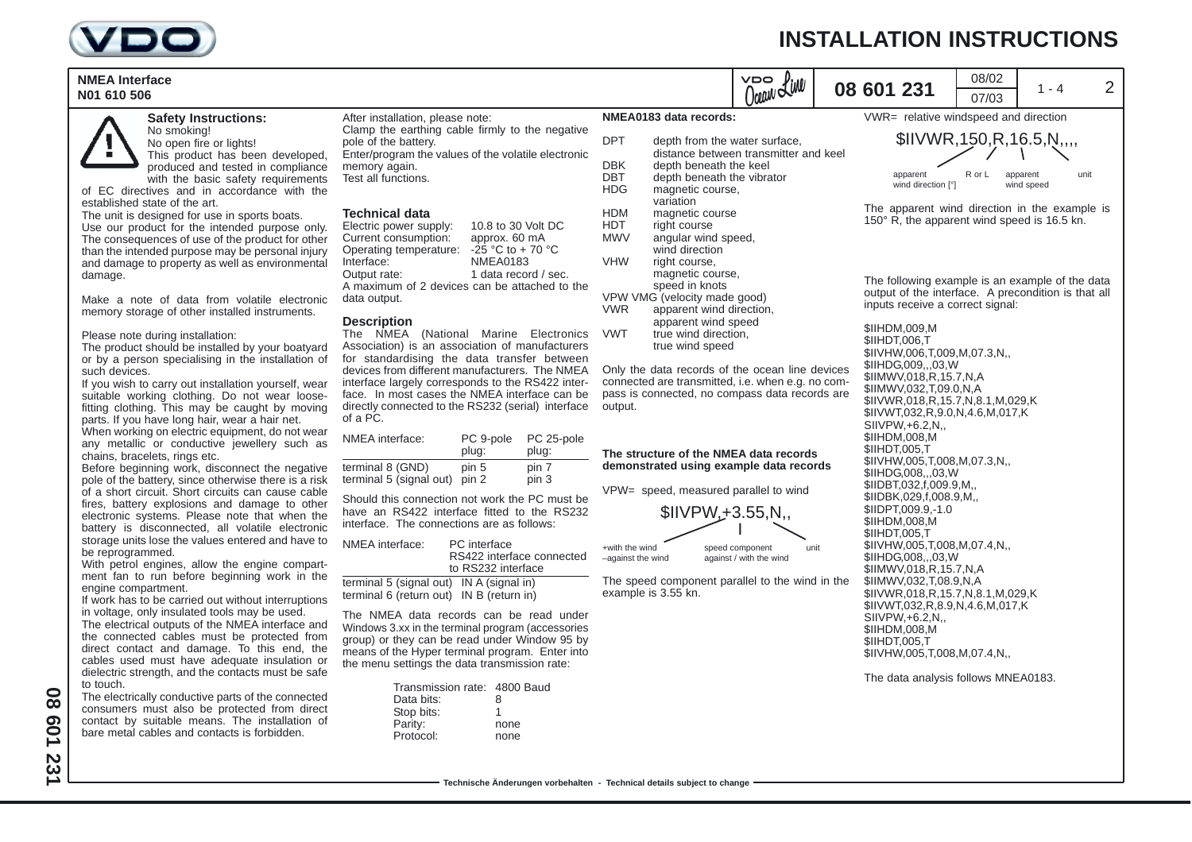# INSTALLATION INSTRUCTIONS

**NMEA Interface**
**N01 610 506**

**08 601 231**

### Safety Instructions:

No smoking!
No open fire or lights!
This product has been developed, produced and tested in compliance with the basic safety requirements of EC directives and in accordance with the established state of the art.
The unit is designed for use in sports boats.
Use our product for the intended purpose only. The consequences of use of the product for other than the intended purpose may be personal injury and damage to property as well as environmental damage.

Make a note of data from volatile electronic memory storage of other installed instruments.

Please note during installation:
The product should be installed by your boatyard or by a person specialising in the installation of such devices.
If you wish to carry out installation yourself, wear suitable working clothing. Do not wear loose-fitting clothing. This may be caught by moving parts. If you have long hair, wear a hair net.
When working on electric equipment, do not wear any metallic or conductive jewellery such as chains, bracelets, rings etc.
Before beginning work, disconnect the negative pole of the battery, since otherwise there is a risk of a short circuit. Short circuits can cause cable fires, battery explosions and damage to other electronic systems. Please note that when the battery is disconnected, all volatile electronic storage units lose the values entered and have to be reprogrammed.
With petrol engines, allow the engine compartment fan to run before beginning work in the engine compartment.
If work has to be carried out without interruptions in voltage, only insulated tools may be used.
The electrical outputs of the NMEA interface and the connected cables must be protected from direct contact and damage. To this end, the cables used must have adequate insulation or dielectric strength, and the contacts must be safe to touch.
The electrically conductive parts of the connected consumers must also be protected from direct contact by suitable means. The installation of bare metal cables and contacts is forbidden.

After installation, please note:
Clamp the earthing cable firmly to the negative pole of the battery.
Enter/program the values of the volatile electronic memory again.
Test all functions.

### Technical data

| | |
|---|---|
| Electric power supply: | 10.8 to 30 Volt DC |
| Current consumption: | approx. 60 mA |
| Operating temperature: | -25 °C to + 70 °C |
| Interface: | NMEA0183 |
| Output rate: | 1 data record / sec. |

A maximum of 2 devices can be attached to the data output.

### Description

The NMEA (National Marine Electronics Association) is an association of manufacturers for standardising the data transfer between devices from different manufacturers. The NMEA interface largely corresponds to the RS422 interface. In most cases the NMEA interface can be directly connected to the RS232 (serial) interface of a PC.

| NMEA interface: | PC 9-pole plug: | PC 25-pole plug: |
|---|---|---|
| terminal 8 (GND) | pin 5 | pin 7 |
| terminal 5 (signal out) | pin 2 | pin 3 |

Should this connection not work the PC must be have an RS422 interface fitted to the RS232 interface. The connections are as follows:

| NMEA interface: | PC interface RS422 interface connected to RS232 interface |
|---|---|
| terminal 5 (signal out) | IN A (signal in) |
| terminal 6 (return out) | IN B (return in) |

The NMEA data records can be read under Windows 3.xx in the terminal program (accessories group) or they can be read under Window 95 by means of the Hyper terminal program. Enter into the menu settings the data transmission rate:

| | |
|---|---|
| Transmission rate: | 4800 Baud |
| Data bits: | 8 |
| Stop bits: | 1 |
| Parity: | none |
| Protocol: | none |

### NMEA0183 data records:

| | |
|---|---|
| DPT | depth from the water surface, distance between transmitter and keel |
| DBK | depth beneath the keel |
| DBT | depth beneath the vibrator |
| HDG | magnetic course, variation |
| HDM | magnetic course |
| HDT | right course |
| MWV | angular wind speed, wind direction |
| VHW | right course, magnetic course, speed in knots |
| VPW | VMG (velocity made good) |
| VWR | apparent wind direction, apparent wind speed |
| VWT | true wind direction, true wind speed |

Only the data records of the ocean line devices connected are transmitted, i.e. when e.g. no compass is connected, no compass data records are output.

### The structure of the NMEA data records demonstrated using example data records

VPW= speed, measured parallel to wind

**$IIVPW,+3.55,N,,**

+with the wind / –against the wind — speed component against / with the wind — unit

The speed component parallel to the wind in the example is 3.55 kn.

VWR= relative windspeed and direction

**$IIVWR,150,R,16.5,N,,,,**

apparent wind direction [°] — R or L — apparent wind speed — unit

The apparent wind direction in the example is 150° R, the apparent wind speed is 16.5 kn.

The following example is an example of the data output of the interface. A precondition is that all inputs receive a correct signal:

```
$IIHDM,009,M
$IIHDT,006,T
$IIVHW,006,T,009,M,07.3,N,,
$IIHDG,009,,,03,W
$IIMWV,018,R,15.7,N,A
$IIMWV,032,T,09.0,N,A
$IIVWR,018,R,15.7,N,8.1,M,029,K
$IIVWT,032,R,9.0,N,4.6,M,017,K
SIIVPW,+6.2,N,,
$IIHDM,008,M
$IIHDT,005,T
$IIVHW,005,T,008,M,07.3,N,,
$IIHDG,008,,,03,W
$IIDBT,032,f,009.9,M,,
$IIDBK,029,f,008.9,M,,
$IIDPT,009.9,-1.0
$IIHDM,008,M
$IIHDT,005,T
$IIVHW,005,T,008,M,07.4,N,,
$IIHDG,008,,,03,W
$IIMWV,018,R,15.7,N,A
$IIMWV,032,T,08.9,N,A
$IIVWR,018,R,15.7,N,8.1,M,029,K
$IIVWT,032,R,8.9,N,4.6,M,017,K
SIIVPW,+6.2,N,,
$IIHDM,008,M
$IIHDT,005,T
$IIVHW,005,T,008,M,07.4,N,,
```

The data analysis follows MNEA0183.

Technische Änderungen vorbehalten - Technical details subject to change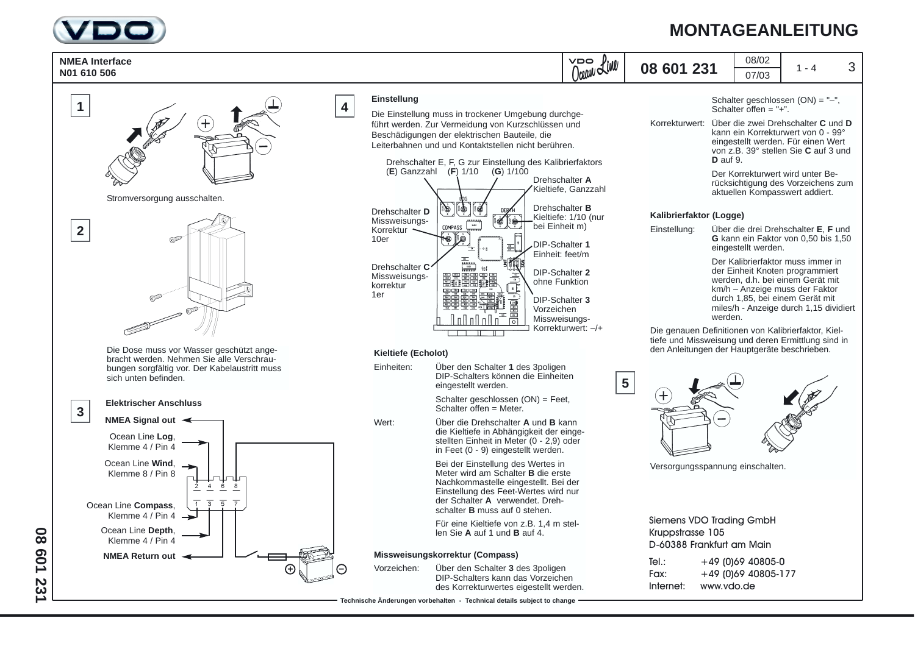# MONTAGEANLEITUNG

**NMEA Interface**
**N01 610 506**

08 601 231

## 1

Stromversorgung ausschalten.

## 2

Die Dose muss vor Wasser geschützt angebracht werden. Nehmen Sie alle Verschraubungen sorgfältig vor. Der Kabelaustritt muss sich unten befinden.

## 3

**Elektrischer Anschluss**

**NMEA Signal out**

Ocean Line **Log**, Klemme 4 / Pin 4

Ocean Line **Wind**, Klemme 8 / Pin 8

Ocean Line **Compass**, Klemme 4 / Pin 4

Ocean Line **Depth**, Klemme 4 / Pin 4

**NMEA Return out**

## 4

**Einstellung**

Die Einstellung muss in trockener Umgebung durchgeführt werden. Zur Vermeidung von Kurzschlüssen und Beschädigungen der elektrischen Bauteile, die Leiterbahnen und Kontaktstellen nicht berühren.

Drehschalter E, F, G zur Einstellung des Kalibrierfaktors (**E**) Ganzzahl (**F**) 1/10 (**G**) 1/100

Drehschalter **A** Kieltiefe, Ganzzahl

Drehschalter **B** Kieltiefe: 1/10 (nur bei Einheit m)

DIP-Schalter **1** Einheit: feet/m

DIP-Schalter **2** ohne Funktion

DIP-Schalter **3** Vorzeichen Missweisungs-Korrekturwert: –/+

Drehschalter **D** Missweisungs-Korrektur 10er

Drehschalter **C** Missweisungs-korrektur 1er

**Kieltiefe (Echolot)**

Einheiten: Über den Schalter **1** des 3poligen DIP-Schalters können die Einheiten eingestellt werden.

Schalter geschlossen (ON) = Feet, Schalter offen = Meter.

Wert: Über die Drehschalter **A** und **B** kann die Kieltiefe in Abhängigkeit der eingestellten Einheit in Meter (0 - 2,9) oder in Feet (0 - 9) eingestellt werden.

Bei der Einstellung des Wertes in Meter wird am Schalter **B** die erste Nachkommastelle eingestellt. Bei der Einstellung des Feet-Wertes wird nur der Schalter **A** verwendet. Drehschalter **B** muss auf 0 stehen.

Für eine Kieltiefe von z.B. 1,4 m stellen Sie **A** auf 1 und **B** auf 4.

**Missweisungskorrektur (Compass)**

Vorzeichen: Über den Schalter **3** des 3poligen DIP-Schalters kann das Vorzeichen des Korrekturwertes eigestellt werden.

Schalter geschlossen (ON) = "–", Schalter offen = "+".

Korrekturwert: Über die zwei Drehschalter **C** und **D** kann ein Korrekturwert von 0 - 99° eingestellt werden. Für einen Wert von z.B. 39° stellen Sie **C** auf 3 und **D** auf 9.

Der Korrekturwert wird unter Berücksichtigung des Vorzeichens zum aktuellen Kompasswert addiert.

**Kalibrierfaktor (Logge)**

Einstellung: Über die drei Drehschalter **E**, **F** und **G** kann ein Faktor von 0,50 bis 1,50 eingestellt werden.

Der Kalibrierfaktor muss immer in der Einheit Knoten programmiert werden, d.h. bei einem Gerät mit km/h – Anzeige muss der Faktor durch 1,85, bei einem Gerät mit miles/h - Anzeige durch 1,15 dividiert werden.

Die genauen Definitionen von Kalibrierfaktor, Kieltiefe und Missweisung und deren Ermittlung sind in den Anleitungen der Hauptgeräte beschrieben.

## 5

Versorgungsspannung einschalten.

Siemens VDO Trading GmbH
Kruppstrasse 105
D-60388 Frankfurt am Main

Tel.: +49 (0)69 40805-0
Fax: +49 (0)69 40805-177
Internet: www.vdo.de

Technische Änderungen vorbehalten - Technical details subject to change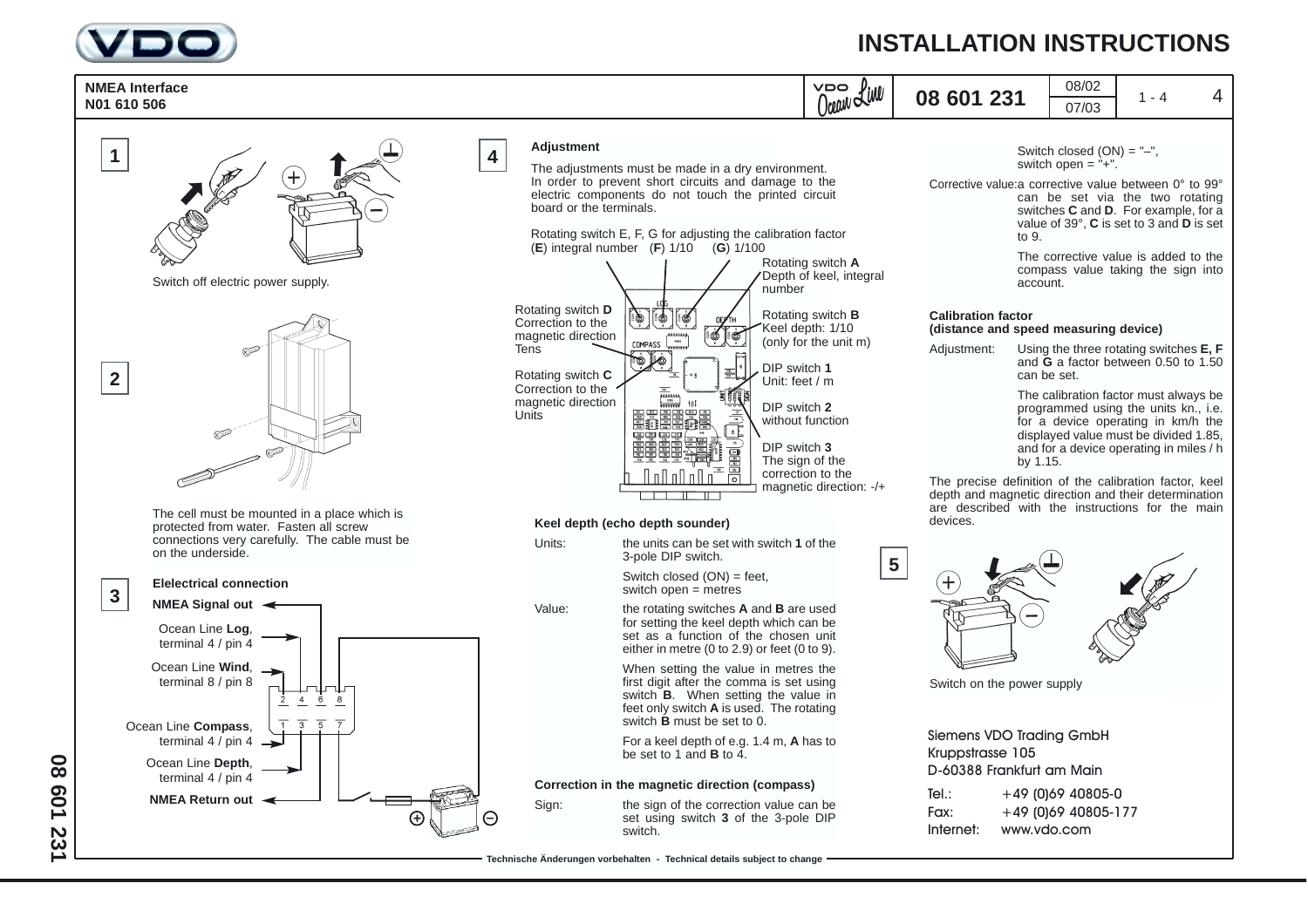# INSTALLATION INSTRUCTIONS

**NMEA Interface**
**N01 610 506**

08 601 231

08/02 07/03

## 1

Switch off electric power supply.

## 2

The cell must be mounted in a place which is protected from water. Fasten all screw connections very carefully. The cable must be on the underside.

## 3

**Elelectrical connection**

**NMEA Signal out**

Ocean Line **Log**, terminal 4 / pin 4

Ocean Line **Wind**, terminal 8 / pin 8

Ocean Line **Compass**, terminal 4 / pin 4

Ocean Line **Depth**, terminal 4 / pin 4

**NMEA Return out**

2 4 6 8
1 3 5 7

## 4

**Adjustment**

The adjustments must be made in a dry environment. In order to prevent short circuits and damage to the electric components do not touch the printed circuit board or the terminals.

Rotating switch E, F, G for adjusting the calibration factor (**E**) integral number (**F**) 1/10 (**G**) 1/100

Rotating switch **A** Depth of keel, integral number

Rotating switch **B** Keel depth: 1/10 (only for the unit m)

DIP switch **1** Unit: feet / m

DIP switch **2** without function

DIP switch **3** The sign of the correction to the magnetic direction: -/+

Rotating switch **D** Correction to the magnetic direction Tens

Rotating switch **C** Correction to the magnetic direction Units

LOG
DEPTH
COMPASS

### Keel depth (echo depth sounder)

Units: the units can be set with switch **1** of the 3-pole DIP switch.

Switch closed (ON) = feet,
switch open = metres

Value: the rotating switches **A** and **B** are used for setting the keel depth which can be set as a function of the chosen unit either in metre (0 to 2.9) or feet (0 to 9).

When setting the value in metres the first digit after the comma is set using switch **B**. When setting the value in feet only switch **A** is used. The rotating switch **B** must be set to 0.

For a keel depth of e.g. 1.4 m, **A** has to be set to 1 and **B** to 4.

### Correction in the magnetic direction (compass)

Sign: the sign of the correction value can be set using switch **3** of the 3-pole DIP switch.

Switch closed (ON) = "–",
switch open = "+".

Corrective value: a corrective value between 0° to 99° can be set via the two rotating switches **C** and **D**. For example, for a value of 39°, **C** is set to 3 and **D** is set to 9.

The corrective value is added to the compass value taking the sign into account.

### Calibration factor (distance and speed measuring device)

Adjustment: Using the three rotating switches **E, F** and **G** a factor between 0.50 to 1.50 can be set.

The calibration factor must always be programmed using the units kn., i.e. for a device operating in km/h the displayed value must be divided 1.85, and for a device operating in miles / h by 1.15.

The precise definition of the calibration factor, keel depth and magnetic direction and their determination are described with the instructions for the main devices.

## 5

Switch on the power supply

Siemens VDO Trading GmbH
Kruppstrasse 105
D-60388 Frankfurt am Main

Tel.: +49 (0)69 40805-0
Fax: +49 (0)69 40805-177
Internet: www.vdo.com

Technische Änderungen vorbehalten - Technical details subject to change